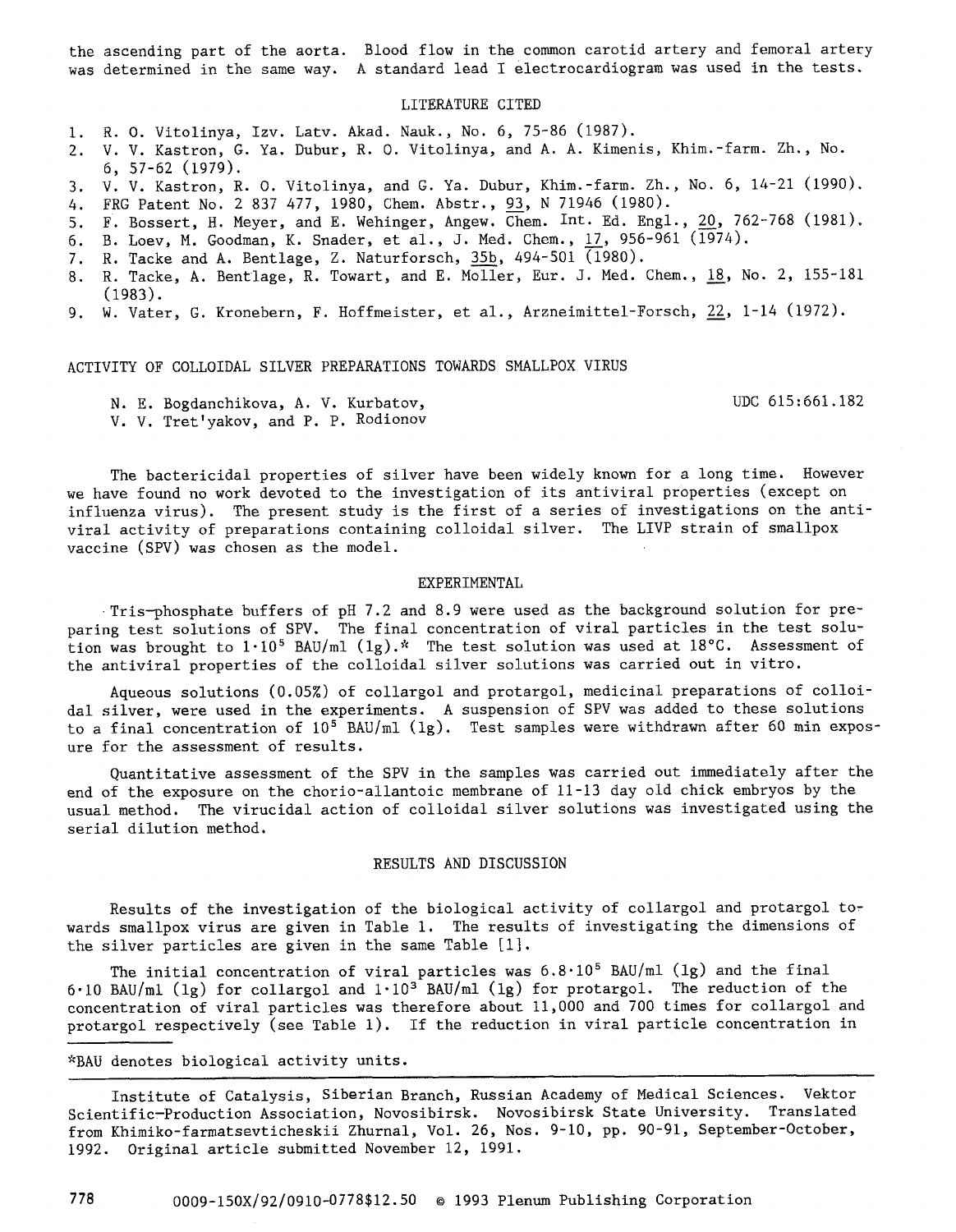the ascending part of the aorta. Blood flow in the common carotid artery and femoral artery was determined in the same way. A standard lead I electrocardiogram was used in the tests.

## LITERATURE CITED

1. R. O. Vitolinya, Izv. Latv. Akad. Nauk., No. 6, 75-86 (1987).
2. V. V. Kastron, G. Ya. Dubur, R. O. Vitolinya, and A. A. Kimenis, Khim.-farm. Zh., No. 6, 57-62 (1979).
3. V. V. Kastron, R. O. Vitolinya, and G. Ya. Dubur, Khim.-farm. Zh., No. 6, 14-21 (1990).
4. FRG Patent No. 2 837 477, 1980, Chem. Abstr., 93, N 71946 (1980).
5. F. Bossert, H. Meyer, and E. Wehinger, Angew. Chem. Int. Ed. Engl., 20, 762-768 (1981).
6. B. Loev, M. Goodman, K. Snader, et al., J. Med. Chem., 17, 956-961 (1974).
7. R. Tacke and A. Bentlage, Z. Naturforsch, 35b, 494-501 (1980).
8. R. Tacke, A. Bentlage, R. Towart, and E. Moller, Eur. J. Med. Chem., 18, No. 2, 155-181 (1983).
9. W. Vater, G. Kronebern, F. Hoffmeister, et al., Arzneimittel-Forsch, 22, 1-14 (1972).

# ACTIVITY OF COLLOIDAL SILVER PREPARATIONS TOWARDS SMALLPOX VIRUS

N. E. Bogdanchikova, A. V. Kurbatov, V. V. Tret'yakov, and P. P. Rodionov

UDC 615:661.182

The bactericidal properties of silver have been widely known for a long time. However we have found no work devoted to the investigation of its antiviral properties (except on influenza virus). The present study is the first of a series of investigations on the antiviral activity of preparations containing colloidal silver. The LIVP strain of smallpox vaccine (SPV) was chosen as the model.

## EXPERIMENTAL

Tris-phosphate buffers of pH 7.2 and 8.9 were used as the background solution for preparing test solutions of SPV. The final concentration of viral particles in the test solution was brought to $1 \cdot 10^5$ BAU/ml (lg).* The test solution was used at 18°C. Assessment of the antiviral properties of the colloidal silver solutions was carried out in vitro.

Aqueous solutions (0.05%) of collargol and protargol, medicinal preparations of colloidal silver, were used in the experiments. A suspension of SPV was added to these solutions to a final concentration of $10^5$ BAU/ml (lg). Test samples were withdrawn after 60 min exposure for the assessment of results.

Quantitative assessment of the SPV in the samples was carried out immediately after the end of the exposure on the chorio-allantoic membrane of 11-13 day old chick embryos by the usual method. The virucidal action of colloidal silver solutions was investigated using the serial dilution method.

## RESULTS AND DISCUSSION

Results of the investigation of the biological activity of collargol and protargol towards smallpox virus are given in Table 1. The results of investigating the dimensions of the silver particles are given in the same Table [1].

The initial concentration of viral particles was $6.8 \cdot 10^5$ BAU/ml (lg) and the final $6 \cdot 10$ BAU/ml (lg) for collargol and $1 \cdot 10^3$ BAU/ml (lg) for protargol. The reduction of the concentration of viral particles was therefore about 11,000 and 700 times for collargol and protargol respectively (see Table 1). If the reduction in viral particle concentration in

*BAU denotes biological activity units.

Institute of Catalysis, Siberian Branch, Russian Academy of Medical Sciences. Vektor Scientific-Production Association, Novosibirsk. Novosibirsk State University. Translated from Khimiko-farmatsevticheskii Zhurnal, Vol. 26, Nos. 9-10, pp. 90-91, September-October, 1992. Original article submitted November 12, 1991.

0009-150X/92/0910-0778$12.50 © 1993 Plenum Publishing Corporation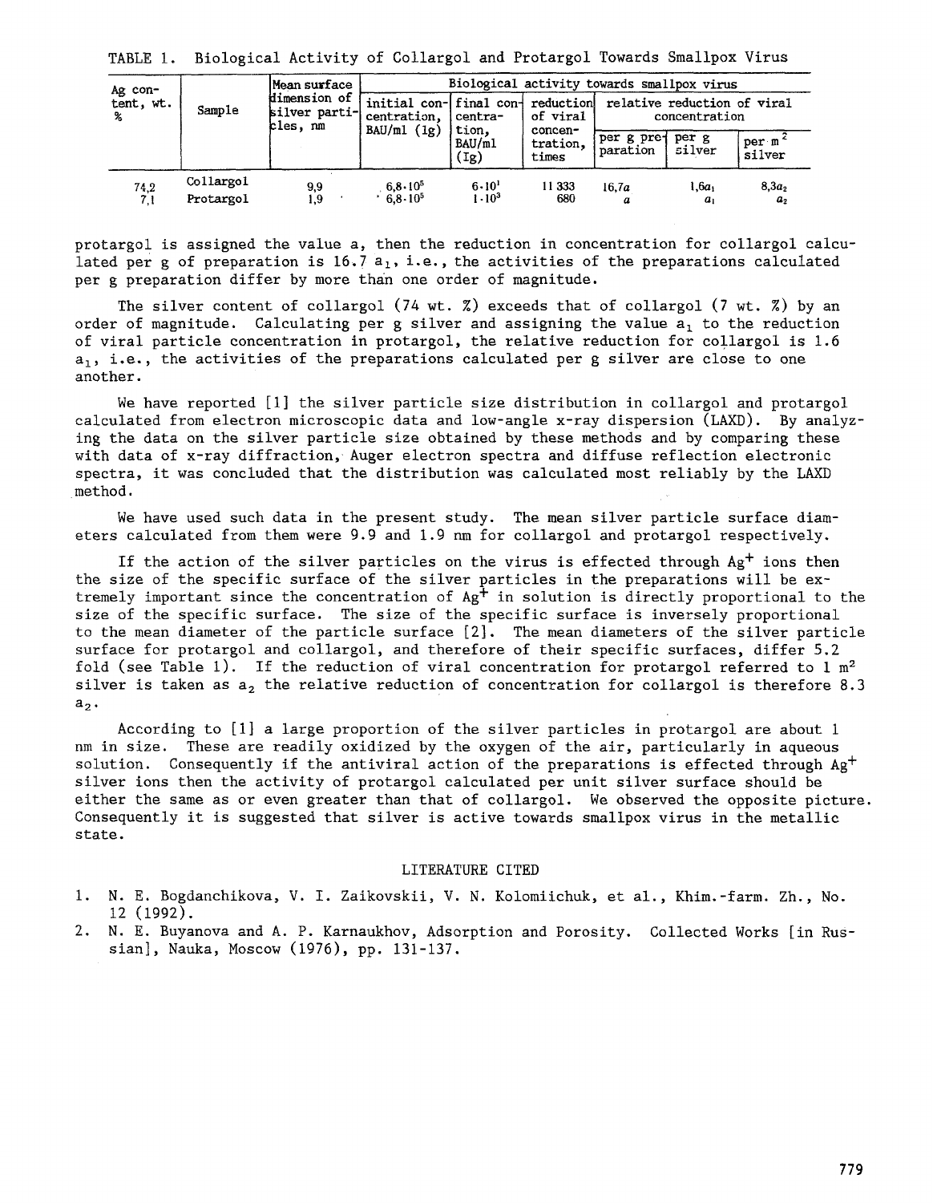TABLE 1. Biological Activity of Collargol and Protargol Towards Smallpox Virus

| Ag content, wt. % | Sample | Mean surface dimension of silver particles, nm | Biological activity towards smallpox virus | | | | | |
|---|---|---|---|---|---|---|---|---|
| | | | initial concentration, BAU/ml (lg) | final concentration, BAU/ml (Ig) | reduction of viral concentration, times | relative reduction of viral concentration | | |
| | | | | | | per g preparation | per g silver | per $m^2$ silver |
| 74,2 | Collargol | 9,9 | $6{,}8 \cdot 10^5$ | $6 \cdot 10^1$ | 11 333 | $16{,}7a$ | $1{,}6a_1$ | $8{,}3a_2$ |
| 7,1 | Protargol | 1,9 | $6{,}8 \cdot 10^5$ | $1 \cdot 10^3$ | 680 | $a$ | $a_1$ | $a_2$ |

protargol is assigned the value a, then the reduction in concentration for collargol calculated per g of preparation is 16.7 $a_1$, i.e., the activities of the preparations calculated per g preparation differ by more than one order of magnitude.

The silver content of collargol (74 wt. %) exceeds that of collargol (7 wt. %) by an order of magnitude. Calculating per g silver and assigning the value $a_1$ to the reduction of viral particle concentration in protargol, the relative reduction for collargol is 1.6 $a_1$, i.e., the activities of the preparations calculated per g silver are close to one another.

We have reported [1] the silver particle size distribution in collargol and protargol calculated from electron microscopic data and low-angle x-ray dispersion (LAXD). By analyzing the data on the silver particle size obtained by these methods and by comparing these with data of x-ray diffraction, Auger electron spectra and diffuse reflection electronic spectra, it was concluded that the distribution was calculated most reliably by the LAXD method.

We have used such data in the present study. The mean silver particle surface diameters calculated from them were 9.9 and 1.9 nm for collargol and protargol respectively.

If the action of the silver particles on the virus is effected through $Ag^+$ ions then the size of the specific surface of the silver particles in the preparations will be extremely important since the concentration of $Ag^+$ in solution is directly proportional to the size of the specific surface. The size of the specific surface is inversely proportional to the mean diameter of the particle surface [2]. The mean diameters of the silver particle surface for protargol and collargol, and therefore of their specific surfaces, differ 5.2 fold (see Table 1). If the reduction of viral concentration for protargol referred to 1 $m^2$ silver is taken as $a_2$ the relative reduction of concentration for collargol is therefore 8.3 $a_2$.

According to [1] a large proportion of the silver particles in protargol are about 1 nm in size. These are readily oxidized by the oxygen of the air, particularly in aqueous solution. Consequently if the antiviral action of the preparations is effected through $Ag^+$ silver ions then the activity of protargol calculated per unit silver surface should be either the same as or even greater than that of collargol. We observed the opposite picture. Consequently it is suggested that silver is active towards smallpox virus in the metallic state.

## LITERATURE CITED

1. N. E. Bogdanchikova, V. I. Zaikovskii, V. N. Kolomiichuk, et al., Khim.-farm. Zh., No. 12 (1992).
2. N. E. Buyanova and A. P. Karnaukhov, Adsorption and Porosity. Collected Works [in Russian], Nauka, Moscow (1976), pp. 131-137.